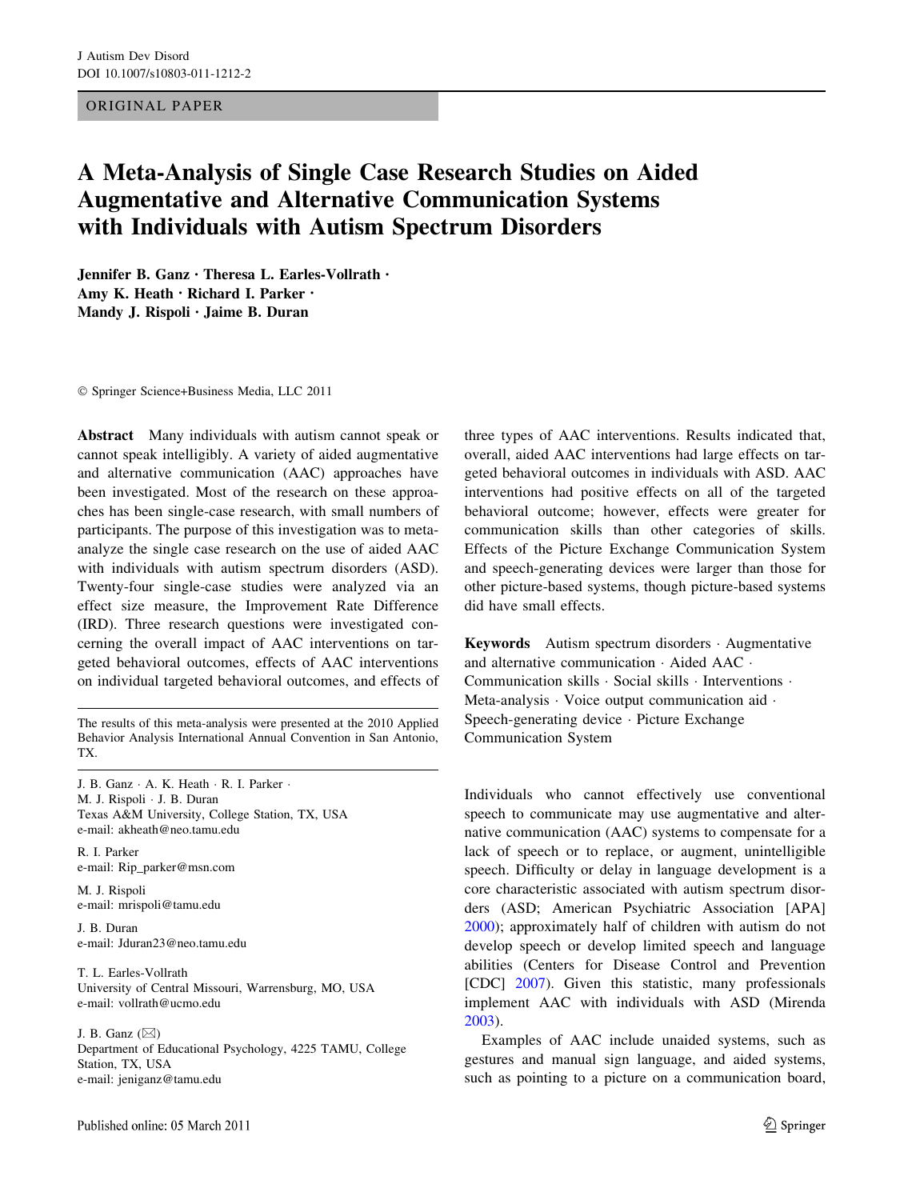ORIGINAL PAPER

# A Meta-Analysis of Single Case Research Studies on Aided Augmentative and Alternative Communication Systems with Individuals with Autism Spectrum Disorders

**Jennifer B. Ganz · Theresa L. Earles-Vollrath · Amy K. Heath · Richard I. Parker · Mandy J. Rispoli · Jaime B. Duran**

© Springer Science+Business Media, LLC 2011

**Abstract** Many individuals with autism cannot speak or cannot speak intelligibly. A variety of aided augmentative and alternative communication (AAC) approaches have been investigated. Most of the research on these approaches has been single-case research, with small numbers of participants. The purpose of this investigation was to meta-analyze the single case research on the use of aided AAC with individuals with autism spectrum disorders (ASD). Twenty-four single-case studies were analyzed via an effect size measure, the Improvement Rate Difference (IRD). Three research questions were investigated concerning the overall impact of AAC interventions on targeted behavioral outcomes, effects of AAC interventions on individual targeted behavioral outcomes, and effects of three types of AAC interventions. Results indicated that, overall, aided AAC interventions had large effects on targeted behavioral outcomes in individuals with ASD. AAC interventions had positive effects on all of the targeted behavioral outcome; however, effects were greater for communication skills than other categories of skills. Effects of the Picture Exchange Communication System and speech-generating devices were larger than those for other picture-based systems, though picture-based systems did have small effects.

**Keywords** Autism spectrum disorders · Augmentative and alternative communication · Aided AAC · Communication skills · Social skills · Interventions · Meta-analysis · Voice output communication aid · Speech-generating device · Picture Exchange Communication System

The results of this meta-analysis were presented at the 2010 Applied Behavior Analysis International Annual Convention in San Antonio, TX.

J. B. Ganz · A. K. Heath · R. I. Parker · M. J. Rispoli · J. B. Duran
Texas A&M University, College Station, TX, USA
e-mail: akheath@neo.tamu.edu

R. I. Parker
e-mail: Rip_parker@msn.com

M. J. Rispoli
e-mail: mrispoli@tamu.edu

J. B. Duran
e-mail: Jduran23@neo.tamu.edu

T. L. Earles-Vollrath
University of Central Missouri, Warrensburg, MO, USA
e-mail: vollrath@ucmo.edu

J. B. Ganz (✉)
Department of Educational Psychology, 4225 TAMU, College Station, TX, USA
e-mail: jeniganz@tamu.edu

Published online: 05 March 2011

Individuals who cannot effectively use conventional speech to communicate may use augmentative and alternative communication (AAC) systems to compensate for a lack of speech or to replace, or augment, unintelligible speech. Difficulty or delay in language development is a core characteristic associated with autism spectrum disorders (ASD; American Psychiatric Association [APA] 2000); approximately half of children with autism do not develop speech or develop limited speech and language abilities (Centers for Disease Control and Prevention [CDC] 2007). Given this statistic, many professionals implement AAC with individuals with ASD (Mirenda 2003).

Examples of AAC include unaided systems, such as gestures and manual sign language, and aided systems, such as pointing to a picture on a communication board,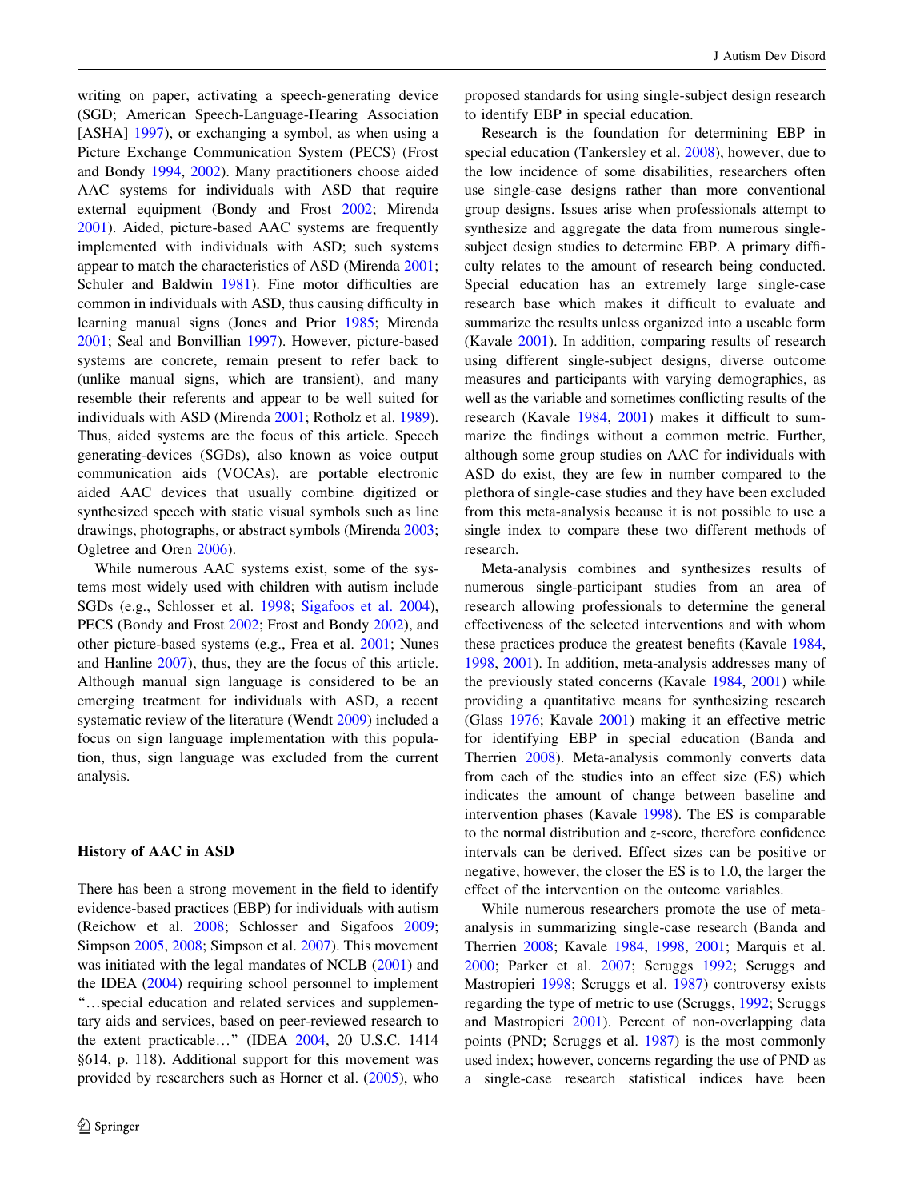writing on paper, activating a speech-generating device (SGD; American Speech-Language-Hearing Association [ASHA] 1997), or exchanging a symbol, as when using a Picture Exchange Communication System (PECS) (Frost and Bondy 1994, 2002). Many practitioners choose aided AAC systems for individuals with ASD that require external equipment (Bondy and Frost 2002; Mirenda 2001). Aided, picture-based AAC systems are frequently implemented with individuals with ASD; such systems appear to match the characteristics of ASD (Mirenda 2001; Schuler and Baldwin 1981). Fine motor difficulties are common in individuals with ASD, thus causing difficulty in learning manual signs (Jones and Prior 1985; Mirenda 2001; Seal and Bonvillian 1997). However, picture-based systems are concrete, remain present to refer back to (unlike manual signs, which are transient), and many resemble their referents and appear to be well suited for individuals with ASD (Mirenda 2001; Rotholz et al. 1989). Thus, aided systems are the focus of this article. Speech generating-devices (SGDs), also known as voice output communication aids (VOCAs), are portable electronic aided AAC devices that usually combine digitized or synthesized speech with static visual symbols such as line drawings, photographs, or abstract symbols (Mirenda 2003; Ogletree and Oren 2006).

While numerous AAC systems exist, some of the systems most widely used with children with autism include SGDs (e.g., Schlosser et al. 1998; Sigafoos et al. 2004), PECS (Bondy and Frost 2002; Frost and Bondy 2002), and other picture-based systems (e.g., Frea et al. 2001; Nunes and Hanline 2007), thus, they are the focus of this article. Although manual sign language is considered to be an emerging treatment for individuals with ASD, a recent systematic review of the literature (Wendt 2009) included a focus on sign language implementation with this population, thus, sign language was excluded from the current analysis.

## History of AAC in ASD

There has been a strong movement in the field to identify evidence-based practices (EBP) for individuals with autism (Reichow et al. 2008; Schlosser and Sigafoos 2009; Simpson 2005, 2008; Simpson et al. 2007). This movement was initiated with the legal mandates of NCLB (2001) and the IDEA (2004) requiring school personnel to implement "…special education and related services and supplementary aids and services, based on peer-reviewed research to the extent practicable…" (IDEA 2004, 20 U.S.C. 1414 §614, p. 118). Additional support for this movement was provided by researchers such as Horner et al. (2005), who proposed standards for using single-subject design research to identify EBP in special education.

Research is the foundation for determining EBP in special education (Tankersley et al. 2008), however, due to the low incidence of some disabilities, researchers often use single-case designs rather than more conventional group designs. Issues arise when professionals attempt to synthesize and aggregate the data from numerous single-subject design studies to determine EBP. A primary difficulty relates to the amount of research being conducted. Special education has an extremely large single-case research base which makes it difficult to evaluate and summarize the results unless organized into a useable form (Kavale 2001). In addition, comparing results of research using different single-subject designs, diverse outcome measures and participants with varying demographics, as well as the variable and sometimes conflicting results of the research (Kavale 1984, 2001) makes it difficult to summarize the findings without a common metric. Further, although some group studies on AAC for individuals with ASD do exist, they are few in number compared to the plethora of single-case studies and they have been excluded from this meta-analysis because it is not possible to use a single index to compare these two different methods of research.

Meta-analysis combines and synthesizes results of numerous single-participant studies from an area of research allowing professionals to determine the general effectiveness of the selected interventions and with whom these practices produce the greatest benefits (Kavale 1984, 1998, 2001). In addition, meta-analysis addresses many of the previously stated concerns (Kavale 1984, 2001) while providing a quantitative means for synthesizing research (Glass 1976; Kavale 2001) making it an effective metric for identifying EBP in special education (Banda and Therrien 2008). Meta-analysis commonly converts data from each of the studies into an effect size (ES) which indicates the amount of change between baseline and intervention phases (Kavale 1998). The ES is comparable to the normal distribution and $z$-score, therefore confidence intervals can be derived. Effect sizes can be positive or negative, however, the closer the ES is to 1.0, the larger the effect of the intervention on the outcome variables.

While numerous researchers promote the use of meta-analysis in summarizing single-case research (Banda and Therrien 2008; Kavale 1984, 1998, 2001; Marquis et al. 2000; Parker et al. 2007; Scruggs 1992; Scruggs and Mastropieri 1998; Scruggs et al. 1987) controversy exists regarding the type of metric to use (Scruggs, 1992; Scruggs and Mastropieri 2001). Percent of non-overlapping data points (PND; Scruggs et al. 1987) is the most commonly used index; however, concerns regarding the use of PND as a single-case research statistical indices have been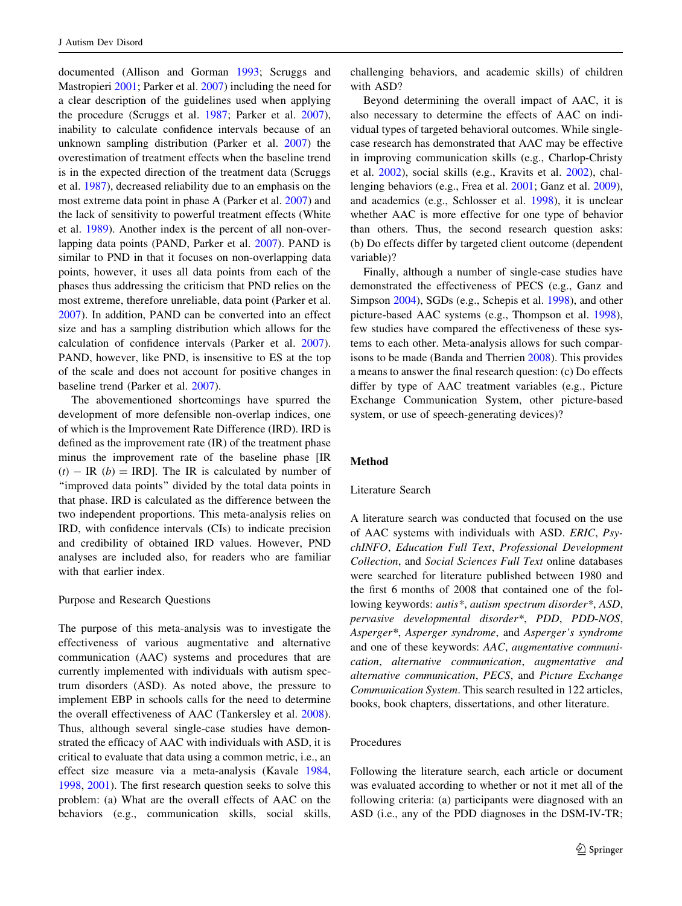documented (Allison and Gorman 1993; Scruggs and Mastropieri 2001; Parker et al. 2007) including the need for a clear description of the guidelines used when applying the procedure (Scruggs et al. 1987; Parker et al. 2007), inability to calculate confidence intervals because of an unknown sampling distribution (Parker et al. 2007) the overestimation of treatment effects when the baseline trend is in the expected direction of the treatment data (Scruggs et al. 1987), decreased reliability due to an emphasis on the most extreme data point in phase A (Parker et al. 2007) and the lack of sensitivity to powerful treatment effects (White et al. 1989). Another index is the percent of all non-overlapping data points (PAND, Parker et al. 2007). PAND is similar to PND in that it focuses on non-overlapping data points, however, it uses all data points from each of the phases thus addressing the criticism that PND relies on the most extreme, therefore unreliable, data point (Parker et al. 2007). In addition, PAND can be converted into an effect size and has a sampling distribution which allows for the calculation of confidence intervals (Parker et al. 2007). PAND, however, like PND, is insensitive to ES at the top of the scale and does not account for positive changes in baseline trend (Parker et al. 2007).

The abovementioned shortcomings have spurred the development of more defensible non-overlap indices, one of which is the Improvement Rate Difference (IRD). IRD is defined as the improvement rate (IR) of the treatment phase minus the improvement rate of the baseline phase [IR $(t)$ − IR $(b)$ = IRD]. The IR is calculated by number of "improved data points" divided by the total data points in that phase. IRD is calculated as the difference between the two independent proportions. This meta-analysis relies on IRD, with confidence intervals (CIs) to indicate precision and credibility of obtained IRD values. However, PND analyses are included also, for readers who are familiar with that earlier index.

### Purpose and Research Questions

The purpose of this meta-analysis was to investigate the effectiveness of various augmentative and alternative communication (AAC) systems and procedures that are currently implemented with individuals with autism spectrum disorders (ASD). As noted above, the pressure to implement EBP in schools calls for the need to determine the overall effectiveness of AAC (Tankersley et al. 2008). Thus, although several single-case studies have demonstrated the efficacy of AAC with individuals with ASD, it is critical to evaluate that data using a common metric, i.e., an effect size measure via a meta-analysis (Kavale 1984, 1998, 2001). The first research question seeks to solve this problem: (a) What are the overall effects of AAC on the behaviors (e.g., communication skills, social skills, challenging behaviors, and academic skills) of children with ASD?

Beyond determining the overall impact of AAC, it is also necessary to determine the effects of AAC on individual types of targeted behavioral outcomes. While single-case research has demonstrated that AAC may be effective in improving communication skills (e.g., Charlop-Christy et al. 2002), social skills (e.g., Kravits et al. 2002), challenging behaviors (e.g., Frea et al. 2001; Ganz et al. 2009), and academics (e.g., Schlosser et al. 1998), it is unclear whether AAC is more effective for one type of behavior than others. Thus, the second research question asks: (b) Do effects differ by targeted client outcome (dependent variable)?

Finally, although a number of single-case studies have demonstrated the effectiveness of PECS (e.g., Ganz and Simpson 2004), SGDs (e.g., Schepis et al. 1998), and other picture-based AAC systems (e.g., Thompson et al. 1998), few studies have compared the effectiveness of these systems to each other. Meta-analysis allows for such comparisons to be made (Banda and Therrien 2008). This provides a means to answer the final research question: (c) Do effects differ by type of AAC treatment variables (e.g., Picture Exchange Communication System, other picture-based system, or use of speech-generating devices)?

## Method

### Literature Search

A literature search was conducted that focused on the use of AAC systems with individuals with ASD. *ERIC*, *PsychINFO*, *Education Full Text*, *Professional Development Collection*, and *Social Sciences Full Text* online databases were searched for literature published between 1980 and the first 6 months of 2008 that contained one of the following keywords: *autis**, *autism spectrum disorder**, *ASD*, *pervasive developmental disorder**, *PDD*, *PDD-NOS*, *Asperger**, *Asperger syndrome*, and *Asperger's syndrome* and one of these keywords: *AAC*, *augmentative communication*, *alternative communication*, *augmentative and alternative communication*, *PECS*, and *Picture Exchange Communication System*. This search resulted in 122 articles, books, book chapters, dissertations, and other literature.

### Procedures

Following the literature search, each article or document was evaluated according to whether or not it met all of the following criteria: (a) participants were diagnosed with an ASD (i.e., any of the PDD diagnoses in the DSM-IV-TR;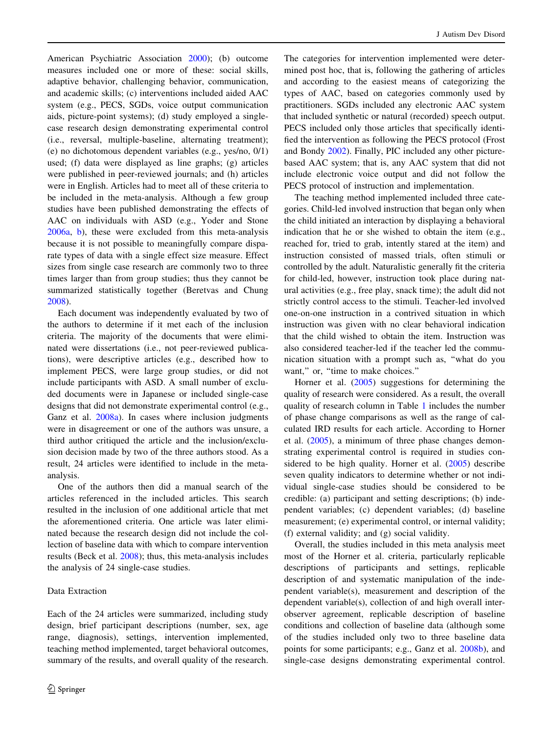American Psychiatric Association 2000); (b) outcome measures included one or more of these: social skills, adaptive behavior, challenging behavior, communication, and academic skills; (c) interventions included aided AAC system (e.g., PECS, SGDs, voice output communication aids, picture-point systems); (d) study employed a single-case research design demonstrating experimental control (i.e., reversal, multiple-baseline, alternating treatment); (e) no dichotomous dependent variables (e.g., yes/no, 0/1) used; (f) data were displayed as line graphs; (g) articles were published in peer-reviewed journals; and (h) articles were in English. Articles had to meet all of these criteria to be included in the meta-analysis. Although a few group studies have been published demonstrating the effects of AAC on individuals with ASD (e.g., Yoder and Stone 2006a, b), these were excluded from this meta-analysis because it is not possible to meaningfully compare disparate types of data with a single effect size measure. Effect sizes from single case research are commonly two to three times larger than from group studies; thus they cannot be summarized statistically together (Beretvas and Chung 2008).

Each document was independently evaluated by two of the authors to determine if it met each of the inclusion criteria. The majority of the documents that were eliminated were dissertations (i.e., not peer-reviewed publications), were descriptive articles (e.g., described how to implement PECS, were large group studies, or did not include participants with ASD. A small number of excluded documents were in Japanese or included single-case designs that did not demonstrate experimental control (e.g., Ganz et al. 2008a). In cases where inclusion judgments were in disagreement or one of the authors was unsure, a third author critiqued the article and the inclusion/exclusion decision made by two of the three authors stood. As a result, 24 articles were identified to include in the meta-analysis.

One of the authors then did a manual search of the articles referenced in the included articles. This search resulted in the inclusion of one additional article that met the aforementioned criteria. One article was later eliminated because the research design did not include the collection of baseline data with which to compare intervention results (Beck et al. 2008); thus, this meta-analysis includes the analysis of 24 single-case studies.

## Data Extraction

Each of the 24 articles were summarized, including study design, brief participant descriptions (number, sex, age range, diagnosis), settings, intervention implemented, teaching method implemented, target behavioral outcomes, summary of the results, and overall quality of the research. The categories for intervention implemented were determined post hoc, that is, following the gathering of articles and according to the easiest means of categorizing the types of AAC, based on categories commonly used by practitioners. SGDs included any electronic AAC system that included synthetic or natural (recorded) speech output. PECS included only those articles that specifically identified the intervention as following the PECS protocol (Frost and Bondy 2002). Finally, PIC included any other picture-based AAC system; that is, any AAC system that did not include electronic voice output and did not follow the PECS protocol of instruction and implementation.

The teaching method implemented included three categories. Child-led involved instruction that began only when the child initiated an interaction by displaying a behavioral indication that he or she wished to obtain the item (e.g., reached for, tried to grab, intently stared at the item) and instruction consisted of massed trials, often stimuli or controlled by the adult. Naturalistic generally fit the criteria for child-led, however, instruction took place during natural activities (e.g., free play, snack time); the adult did not strictly control access to the stimuli. Teacher-led involved one-on-one instruction in a contrived situation in which instruction was given with no clear behavioral indication that the child wished to obtain the item. Instruction was also considered teacher-led if the teacher led the communication situation with a prompt such as, “what do you want,” or, “time to make choices.”

Horner et al. (2005) suggestions for determining the quality of research were considered. As a result, the overall quality of research column in Table 1 includes the number of phase change comparisons as well as the range of calculated IRD results for each article. According to Horner et al. (2005), a minimum of three phase changes demonstrating experimental control is required in studies considered to be high quality. Horner et al. (2005) describe seven quality indicators to determine whether or not individual single-case studies should be considered to be credible: (a) participant and setting descriptions; (b) independent variables; (c) dependent variables; (d) baseline measurement; (e) experimental control, or internal validity; (f) external validity; and (g) social validity.

Overall, the studies included in this meta analysis meet most of the Horner et al. criteria, particularly replicable descriptions of participants and settings, replicable description of and systematic manipulation of the independent variable(s), measurement and description of the dependent variable(s), collection of and high overall interobserver agreement, replicable description of baseline conditions and collection of baseline data (although some of the studies included only two to three baseline data points for some participants; e.g., Ganz et al. 2008b), and single-case designs demonstrating experimental control.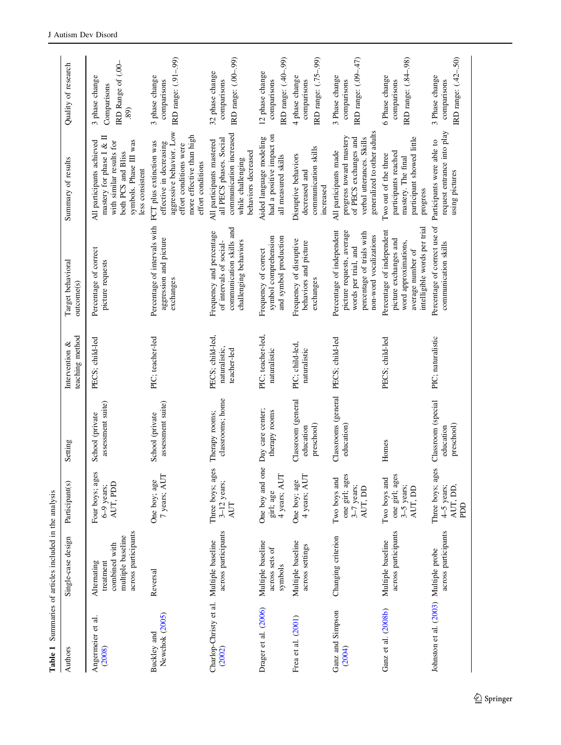**Table 1** Summaries of articles included in the analysis

| Authors | Single-case design | Participant(s) | Setting | Intervention & teaching method | Target behavioral outcome(s) | Summary of results | Quality of research |
|---|---|---|---|---|---|---|---|
| Angermeier et al. (2008) | Alternating treatment combined with multiple baseline across participants | Four boys; ages 6–9 years; AUT, PDD | School (private assessment suite) | PECS; child-led | Percentage of correct picture requests | All participants achieved mastery for phase I & II with similar results for both PCS and Bliss symbols. Phase III was less consistent | 3 phase change Comparisons IRD Range of (.00–.89) |
| Buckley and Newchok (2005) | Reversal | One boy; age 7 years; AUT | School (private assessment suite) | PIC; teacher-led | Percentage of intervals with aggression and picture exchanges | FCT plus extinction was effective in decreasing aggressive behavior. Low effort conditions were more effective than high effort conditions | 3 phase change comparisons IRD range: (.91–.99) |
| Charlop-Christy et al. (2002) | Multiple baseline across participants | Three boys; ages 3–12 years; AUT | Therapy rooms; classrooms; home | PECS; child-led, naturalistic, teacher-led | Frequency and percentage of intervals of social-communication skills and challenging behaviors | All participants mastered all PECS phases. Social communication increased while challenging behaviors decreased | 32 phase change comparisons IRD range: (.00–.99) |
| Drager et al. (2006) | Multiple baseline across sets of symbols | One boy and one girl; age 4 years; AUT | Day care center; therapy rooms | PIC; teacher-led, naturalistic | Frequency of correct symbol comprehension and symbol production | Aided language modeling had a positive impact on all measured skills | 12 phase change comparisons IRD range: (.40–.99) |
| Frea et al. (2001) | Multiple baseline across settings | One boy; age 4 years; AUT | Classroom (general education preschool) | PIC; child-led, naturalistic | Frequency of disruptive behaviors and picture exchanges | Disruptive behaviors decreased and communication skills increased | 4 phase change comparisons IRD range: (.75–.99) |
| Ganz and Simpson (2004) | Changing criterion | Two boys and one girl; ages 3–7 years; AUT, DD | Classrooms (general education) | PECS; child-led | Percentage of independent picture requests, average words per trial, and percentage of trials with non-word vocalizations | All participants made progress toward mastery of PECS exchanges and verbal utterances. Skills generalized to other adults | 3 Phase change comparisons IRD range: (.09–.47) |
| Ganz et al. (2008b) | Multiple baseline across participants | Two boys and one girl; ages 3–5 years; AUT, DD | Homes | PECS; child-led | Percentage of independent picture exchanges and word approximations, average number of intelligible words per trial | Two out of the three participants reached mastery. The final participant showed little progress | 6 Phase change comparisons IRD range: (.84–.98) |
| Johnston et al. (2003) | Multiple probe across participants | Three boys; ages 4–5 years; AUT, DD, PDD | Classroom (special education preschool) | PIC; naturalistic | Percentage of correct use of communication skills | Participants were able to request entrance into play using pictures | 3 Phase change comparisons IRD range: (.42–.50) |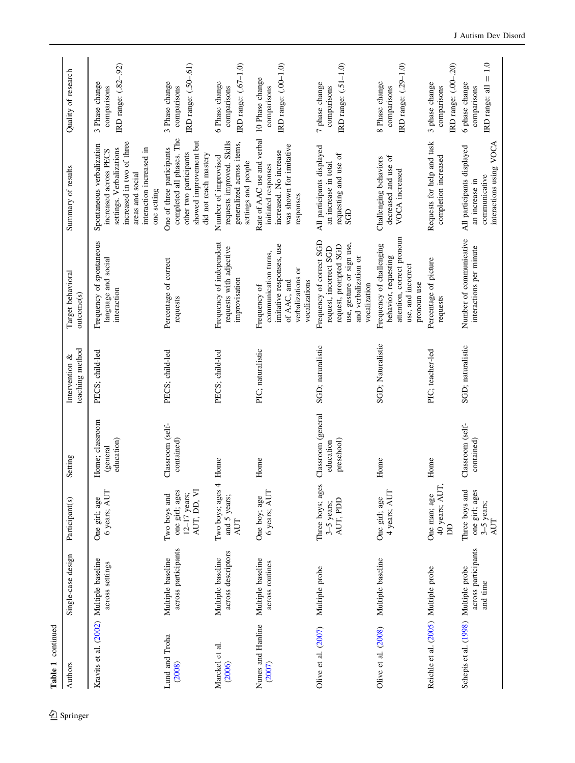Table 1 continued

| Authors | Single-case design | Participant(s) | Setting | Intervention & teaching method | Target behavioral outcome(s) | Summary of results | Quality of research |
|---|---|---|---|---|---|---|---|
| Kravits et al. (2002) | Multiple baseline across settings | One girl; age 6 years; AUT | Home; classroom (general education) | PECS; child-led | Frequency of spontaneous language and social interaction | Spontaneous verbalization increased across PECS settings. Verbalizations increased in two of three areas and social interaction increased in one setting | 3 Phase change comparisons IRD range: (.82–.92) |
| Lund and Troha (2008) | Multiple baseline across participants | Two boys and one girl; ages 12–17 years; AUT, DD, VI | Classroom (self-contained) | PECS; child-led | Percentage of correct requests | One of three participants completed all phases. The other two participants showed improvement but did not reach mastery | 3 Phase change comparisons IRD range: (.50–.61) |
| Marckel et al. (2006) | Multiple baseline across descriptors | Two boys; ages 4 and 5 years; AUT | Home | PECS; child-led | Frequency of independent requests with adjective improvisation | Number of improvised requests improved. Skills generalized across items, settings and people | 6 Phase change comparisons IRD range: (.67–1.0) |
| Nunes and Hanline (2007) | Multiple baseline across routines | One boy; age 6 years; AUT | Home | PIC; naturalistic | Frequency of communication turns, imitative responses, use of AAC, and verbalizations or vocalizations | Rate of AAC use and verbal initiated responses increased. No increase was shown for imitative responses | 10 Phase change comparisons IRD range: (.00–1.0) |
| Olive et al. (2007) | Multiple probe | Three boys; ages 3–5 years; AUT, PDD | Classroom (general education preschool) | SGD; naturalistic | Frequency of correct SGD request, incorrect SGD request, prompted SGD use, gesture or sign use, and verbalization or vocalization | All participants displayed an increase in total requesting and use of SGD | 7 phase change comparisons IRD range: (.51–1.0) |
| Olive et al. (2008) | Multiple baseline | One girl; age 4 years; AUT | Home | SGD; Naturalistic | Frequency of challenging behavior, requesting attention, correct pronoun use, and incorrect pronoun use | Challenging behaviors decreased and use of VOCA increased | 8 Phase change comparisons IRD range: (.29–1.0) |
| Reichle et al. (2005) | Multiple probe | One man; age 40 years; AUT, DD | Home | PIC; teacher-led | Percentage of picture requests | Requests for help and task completion increased | 3 phase change comparisons IRD range: (.00–.20) |
| Schepis et al. (1998) | Multiple probe across participants and time | Three boys and one girl; ages 3–5 years; AUT | Classroom (self-contained) | SGD; naturalistic | Number of communicative interactions per minute | All participants displayed an increase in communicative interactions using VOCA | 6 phase change comparisons IRD range: all = 1.0 |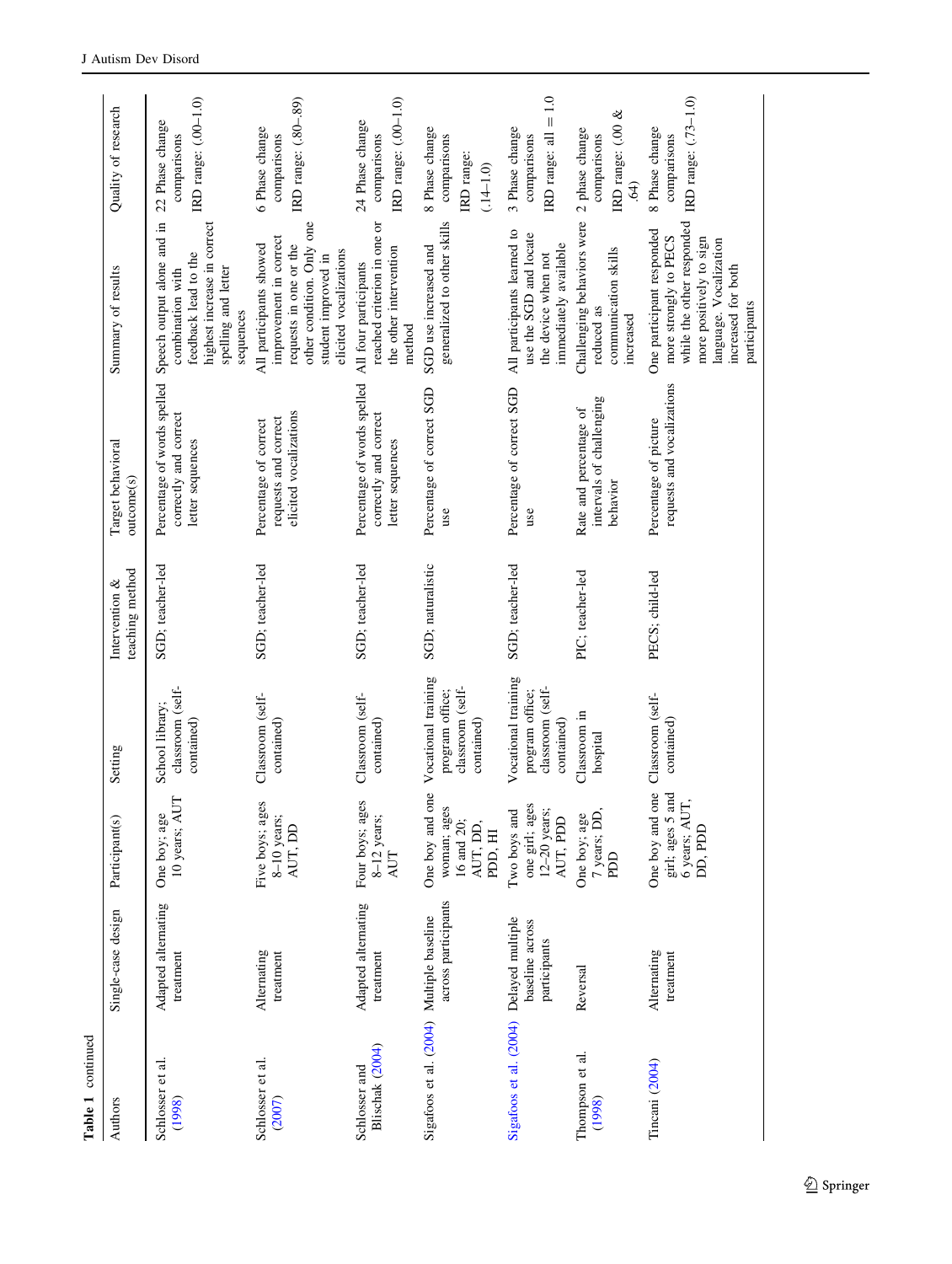**Table 1** continued

| Authors | Single-case design | Participant(s) | Setting | Intervention & teaching method | Target behavioral outcome(s) | Summary of results | Quality of research |
|---|---|---|---|---|---|---|---|
| Schlosser et al. (1998) | Adapted alternating treatment | One boy; age 10 years; AUT | School library; classroom (self-contained) | SGD; teacher-led | Percentage of words spelled correctly and correct letter sequences | Speech output alone and in combination with feedback lead to the highest increase in correct spelling and letter sequences | 22 Phase change comparisons IRD range: (.00–1.0) |
| Schlosser et al. (2007) | Alternating treatment | Five boys; ages 8–10 years; AUT, DD | Classroom (self-contained) | SGD; teacher-led | Percentage of correct requests and correct elicited vocalizations | All participants showed improvement in correct requests in one or the other condition. Only one student improved in elicited vocalizations | 6 Phase change comparisons IRD range: (.80–.89) |
| Schlosser and Blischak (2004) | Adapted alternating treatment | Four boys; ages 8–12 years; AUT | Classroom (self-contained) | SGD; teacher-led | Percentage of words spelled correctly and correct letter sequences | All four participants reached criterion in one or the other intervention method | 24 Phase change comparisons IRD range: (.00–1.0) |
| Sigafoos et al. (2004) | Multiple baseline across participants | One boy and one woman; ages 16 and 20; AUT, DD, PDD, HI | Vocational training program office; classroom (self-contained) | SGD; naturalistic | Percentage of correct SGD use | SGD use increased and generalized to other skills | 8 Phase change comparisons IRD range: (.14–1.0) |
| Sigafoos et al. (2004) | Delayed multiple baseline across participants | Two boys and one girl; ages 12–20 years; AUT, PDD | Vocational training program office; classroom (self-contained) | SGD; teacher-led | Percentage of correct SGD use | All participants learned to use the SGD and locate the device when not immediately available | 3 Phase change comparisons IRD range: all = 1.0 |
| Thompson et al. (1998) | Reversal | One boy; age 7 years; DD, PDD | Classroom in hospital | PIC; teacher-led | Rate and percentage of intervals of challenging behavior | Challenging behaviors were reduced as communication skills increased | 2 phase change comparisons IRD range: (.00 & .64) |
| Tincani (2004) | Alternating treatment | One boy and one girl; ages 5 and 6 years; AUT, DD, PDD | Classroom (self-contained) | PECS; child-led | Percentage of picture requests and vocalizations | One participant responded more strongly to PECS while the other responded more positively to sign language. Vocalization increased for both participants | 8 Phase change comparisons IRD range: (.73–1.0) |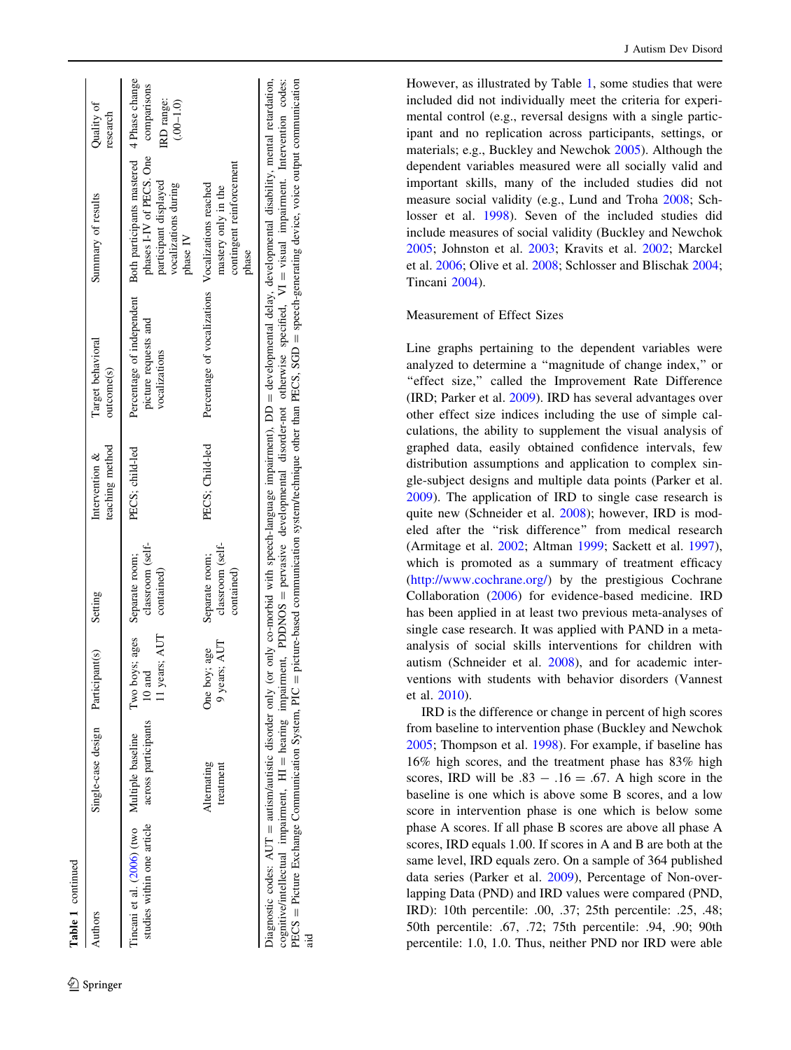Table 1 continued

| Authors | Single-case design | Participant(s) | Setting | Intervention & teaching method | Target behavioral outcome(s) | Summary of results | Quality of research |
|---|---|---|---|---|---|---|---|
| Tincani et al. (2006) (two studies within one article | Multiple baseline across participants | Two boys; ages 10 and 11 years; AUT | Separate room; classroom (self-contained) | PECS; child-led | Percentage of independent picture requests and vocalizations | Both participants mastered phases I-IV of PECS. One participant displayed vocalizations during phase IV | 4 Phase change comparisons IRD range: (.00–1.0) |
| | Alternating treatment | One boy; age 9 years; AUT | Separate room; classroom (self-contained) | PECS; Child-led | Percentage of vocalizations | Vocalizations reached mastery only in the contingent reinforcement phase | |

Diagnostic codes: AUT = autism/autistic disorder only (or only co-morbid with speech-language impairment), DD = developmental delay, developmental disability, mental retardation, cognitive/intellectual impairment, HI = hearing impairment, PDDNOS = pervasive developmental disorder-not otherwise specified, VI = visual impairment. Intervention codes: PECS = Picture Exchange Communication System, PIC = picture-based communication system/technique other than PECS, SGD = speech-generating device, voice output communication aid

However, as illustrated by Table 1, some studies that were included did not individually meet the criteria for experimental control (e.g., reversal designs with a single participant and no replication across participants, settings, or materials; e.g., Buckley and Newchok 2005). Although the dependent variables measured were all socially valid and important skills, many of the included studies did not measure social validity (e.g., Lund and Troha 2008; Schlosser et al. 1998). Seven of the included studies did include measures of social validity (Buckley and Newchok 2005; Johnston et al. 2003; Kravits et al. 2002; Marckel et al. 2006; Olive et al. 2008; Schlosser and Blischak 2004; Tincani 2004).

### Measurement of Effect Sizes

Line graphs pertaining to the dependent variables were analyzed to determine a "magnitude of change index," or "effect size," called the Improvement Rate Difference (IRD; Parker et al. 2009). IRD has several advantages over other effect size indices including the use of simple calculations, the ability to supplement the visual analysis of graphed data, easily obtained confidence intervals, few distribution assumptions and application to complex single-subject designs and multiple data points (Parker et al. 2009). The application of IRD to single case research is quite new (Schneider et al. 2008); however, IRD is modeled after the "risk difference" from medical research (Armitage et al. 2002; Altman 1999; Sackett et al. 1997), which is promoted as a summary of treatment efficacy (http://www.cochrane.org/) by the prestigious Cochrane Collaboration (2006) for evidence-based medicine. IRD has been applied in at least two previous meta-analyses of single case research. It was applied with PAND in a meta-analysis of social skills interventions for children with autism (Schneider et al. 2008), and for academic interventions with students with behavior disorders (Vannest et al. 2010).

IRD is the difference or change in percent of high scores from baseline to intervention phase (Buckley and Newchok 2005; Thompson et al. 1998). For example, if baseline has 16% high scores, and the treatment phase has 83% high scores, IRD will be $.83 - .16 = .67$. A high score in the baseline is one which is above some B scores, and a low score in intervention phase is one which is below some phase A scores. If all phase B scores are above all phase A scores, IRD equals 1.00. If scores in A and B are both at the same level, IRD equals zero. On a sample of 364 published data series (Parker et al. 2009), Percentage of Non-overlapping Data (PND) and IRD values were compared (PND, IRD): 10th percentile: .00, .37; 25th percentile: .25, .48; 50th percentile: .67, .72; 75th percentile: .94, .90; 90th percentile: 1.0, 1.0. Thus, neither PND nor IRD were able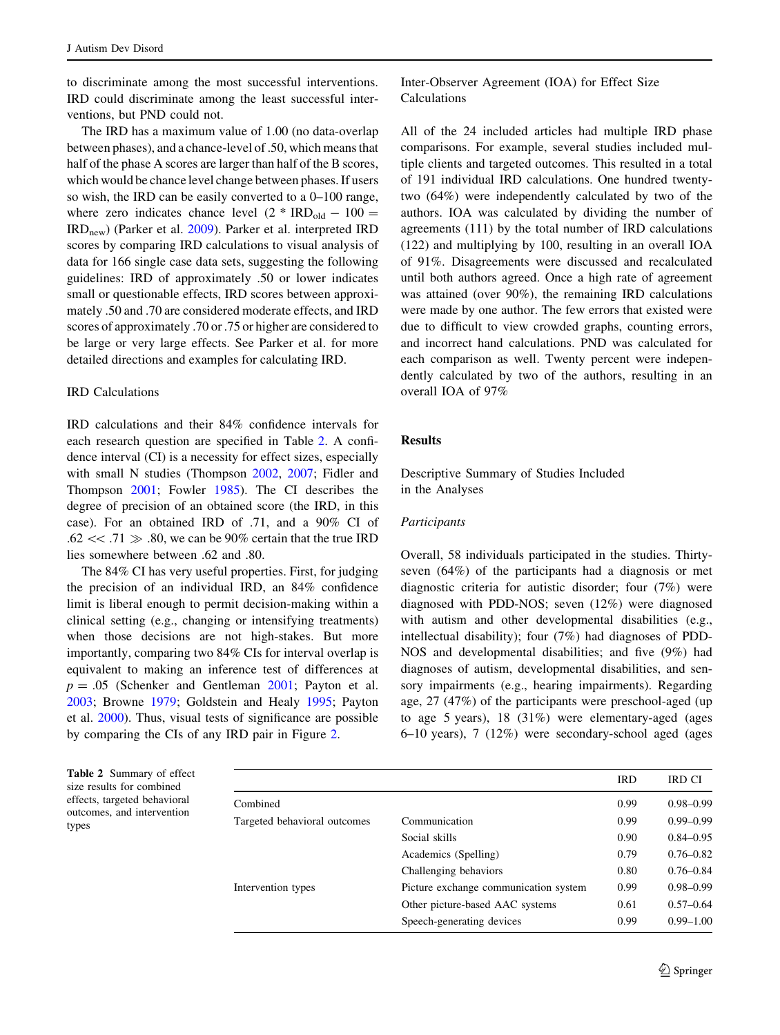to discriminate among the most successful interventions. IRD could discriminate among the least successful interventions, but PND could not.

The IRD has a maximum value of 1.00 (no data-overlap between phases), and a chance-level of .50, which means that half of the phase A scores are larger than half of the B scores, which would be chance level change between phases. If users so wish, the IRD can be easily converted to a 0–100 range, where zero indicates chance level ($2 * \text{IRD}_{\text{old}} - 100 = \text{IRD}_{\text{new}}$) (Parker et al. 2009). Parker et al. interpreted IRD scores by comparing IRD calculations to visual analysis of data for 166 single case data sets, suggesting the following guidelines: IRD of approximately .50 or lower indicates small or questionable effects, IRD scores between approximately .50 and .70 are considered moderate effects, and IRD scores of approximately .70 or .75 or higher are considered to be large or very large effects. See Parker et al. for more detailed directions and examples for calculating IRD.

### IRD Calculations

IRD calculations and their 84% confidence intervals for each research question are specified in Table 2. A confidence interval (CI) is a necessity for effect sizes, especially with small N studies (Thompson 2002, 2007; Fidler and Thompson 2001; Fowler 1985). The CI describes the degree of precision of an obtained score (the IRD, in this case). For an obtained IRD of .71, and a 90% CI of $.62 \ll .71 \gg .80$, we can be 90% certain that the true IRD lies somewhere between .62 and .80.

The 84% CI has very useful properties. First, for judging the precision of an individual IRD, an 84% confidence limit is liberal enough to permit decision-making within a clinical setting (e.g., changing or intensifying treatments) when those decisions are not high-stakes. But more importantly, comparing two 84% CIs for interval overlap is equivalent to making an inference test of differences at $p = .05$ (Schenker and Gentleman 2001; Payton et al. 2003; Browne 1979; Goldstein and Healy 1995; Payton et al. 2000). Thus, visual tests of significance are possible by comparing the CIs of any IRD pair in Figure 2.

### Inter-Observer Agreement (IOA) for Effect Size Calculations

All of the 24 included articles had multiple IRD phase comparisons. For example, several studies included multiple clients and targeted outcomes. This resulted in a total of 191 individual IRD calculations. One hundred twenty-two (64%) were independently calculated by two of the authors. IOA was calculated by dividing the number of agreements (111) by the total number of IRD calculations (122) and multiplying by 100, resulting in an overall IOA of 91%. Disagreements were discussed and recalculated until both authors agreed. Once a high rate of agreement was attained (over 90%), the remaining IRD calculations were made by one author. The few errors that existed were due to difficult to view crowded graphs, counting errors, and incorrect hand calculations. PND was calculated for each comparison as well. Twenty percent were independently calculated by two of the authors, resulting in an overall IOA of 97%

## Results

### Descriptive Summary of Studies Included in the Analyses

#### *Participants*

Overall, 58 individuals participated in the studies. Thirty-seven (64%) of the participants had a diagnosis or met diagnostic criteria for autistic disorder; four (7%) were diagnosed with PDD-NOS; seven (12%) were diagnosed with autism and other developmental disabilities (e.g., intellectual disability); four (7%) had diagnoses of PDD-NOS and developmental disabilities; and five (9%) had diagnoses of autism, developmental disabilities, and sensory impairments (e.g., hearing impairments). Regarding age, 27 (47%) of the participants were preschool-aged (up to age 5 years), 18 (31%) were elementary-aged (ages 6–10 years), 7 (12%) were secondary-school aged (ages

**Table 2** Summary of effect size results for combined effects, targeted behavioral outcomes, and intervention types

| | | IRD | IRD CI |
|---|---|---|---|
| Combined | | 0.99 | 0.98–0.99 |
| Targeted behavioral outcomes | Communication | 0.99 | 0.99–0.99 |
| | Social skills | 0.90 | 0.84–0.95 |
| | Academics (Spelling) | 0.79 | 0.76–0.82 |
| | Challenging behaviors | 0.80 | 0.76–0.84 |
| Intervention types | Picture exchange communication system | 0.99 | 0.98–0.99 |
| | Other picture-based AAC systems | 0.61 | 0.57–0.64 |
| | Speech-generating devices | 0.99 | 0.99–1.00 |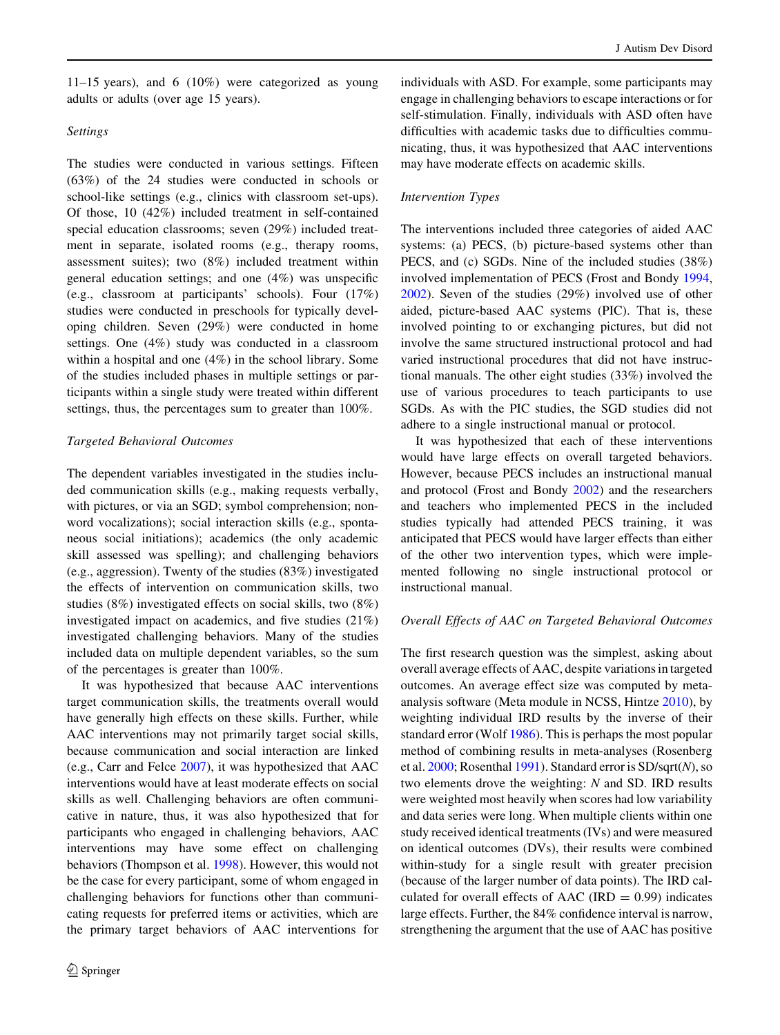11–15 years), and 6 (10%) were categorized as young adults or adults (over age 15 years).

*Settings*

The studies were conducted in various settings. Fifteen (63%) of the 24 studies were conducted in schools or school-like settings (e.g., clinics with classroom set-ups). Of those, 10 (42%) included treatment in self-contained special education classrooms; seven (29%) included treatment in separate, isolated rooms (e.g., therapy rooms, assessment suites); two (8%) included treatment within general education settings; and one (4%) was unspecific (e.g., classroom at participants' schools). Four (17%) studies were conducted in preschools for typically developing children. Seven (29%) were conducted in home settings. One (4%) study was conducted in a classroom within a hospital and one (4%) in the school library. Some of the studies included phases in multiple settings or participants within a single study were treated within different settings, thus, the percentages sum to greater than 100%.

*Targeted Behavioral Outcomes*

The dependent variables investigated in the studies included communication skills (e.g., making requests verbally, with pictures, or via an SGD; symbol comprehension; non-word vocalizations); social interaction skills (e.g., spontaneous social initiations); academics (the only academic skill assessed was spelling); and challenging behaviors (e.g., aggression). Twenty of the studies (83%) investigated the effects of intervention on communication skills, two studies (8%) investigated effects on social skills, two (8%) investigated impact on academics, and five studies (21%) investigated challenging behaviors. Many of the studies included data on multiple dependent variables, so the sum of the percentages is greater than 100%.

It was hypothesized that because AAC interventions target communication skills, the treatments overall would have generally high effects on these skills. Further, while AAC interventions may not primarily target social skills, because communication and social interaction are linked (e.g., Carr and Felce 2007), it was hypothesized that AAC interventions would have at least moderate effects on social skills as well. Challenging behaviors are often communicative in nature, thus, it was also hypothesized that for participants who engaged in challenging behaviors, AAC interventions may have some effect on challenging behaviors (Thompson et al. 1998). However, this would not be the case for every participant, some of whom engaged in challenging behaviors for functions other than communicating requests for preferred items or activities, which are the primary target behaviors of AAC interventions for individuals with ASD. For example, some participants may engage in challenging behaviors to escape interactions or for self-stimulation. Finally, individuals with ASD often have difficulties with academic tasks due to difficulties communicating, thus, it was hypothesized that AAC interventions may have moderate effects on academic skills.

*Intervention Types*

The interventions included three categories of aided AAC systems: (a) PECS, (b) picture-based systems other than PECS, and (c) SGDs. Nine of the included studies (38%) involved implementation of PECS (Frost and Bondy 1994, 2002). Seven of the studies (29%) involved use of other aided, picture-based AAC systems (PIC). That is, these involved pointing to or exchanging pictures, but did not involve the same structured instructional protocol and had varied instructional procedures that did not have instructional manuals. The other eight studies (33%) involved the use of various procedures to teach participants to use SGDs. As with the PIC studies, the SGD studies did not adhere to a single instructional manual or protocol.

It was hypothesized that each of these interventions would have large effects on overall targeted behaviors. However, because PECS includes an instructional manual and protocol (Frost and Bondy 2002) and the researchers and teachers who implemented PECS in the included studies typically had attended PECS training, it was anticipated that PECS would have larger effects than either of the other two intervention types, which were implemented following no single instructional protocol or instructional manual.

*Overall Effects of AAC on Targeted Behavioral Outcomes*

The first research question was the simplest, asking about overall average effects of AAC, despite variations in targeted outcomes. An average effect size was computed by meta-analysis software (Meta module in NCSS, Hintze 2010), by weighting individual IRD results by the inverse of their standard error (Wolf 1986). This is perhaps the most popular method of combining results in meta-analyses (Rosenberg et al. 2000; Rosenthal 1991). Standard error is SD/sqrt($N$), so two elements drove the weighting: $N$ and SD. IRD results were weighted most heavily when scores had low variability and data series were long. When multiple clients within one study received identical treatments (IVs) and were measured on identical outcomes (DVs), their results were combined within-study for a single result with greater precision (because of the larger number of data points). The IRD calculated for overall effects of AAC (IRD = 0.99) indicates large effects. Further, the 84% confidence interval is narrow, strengthening the argument that the use of AAC has positive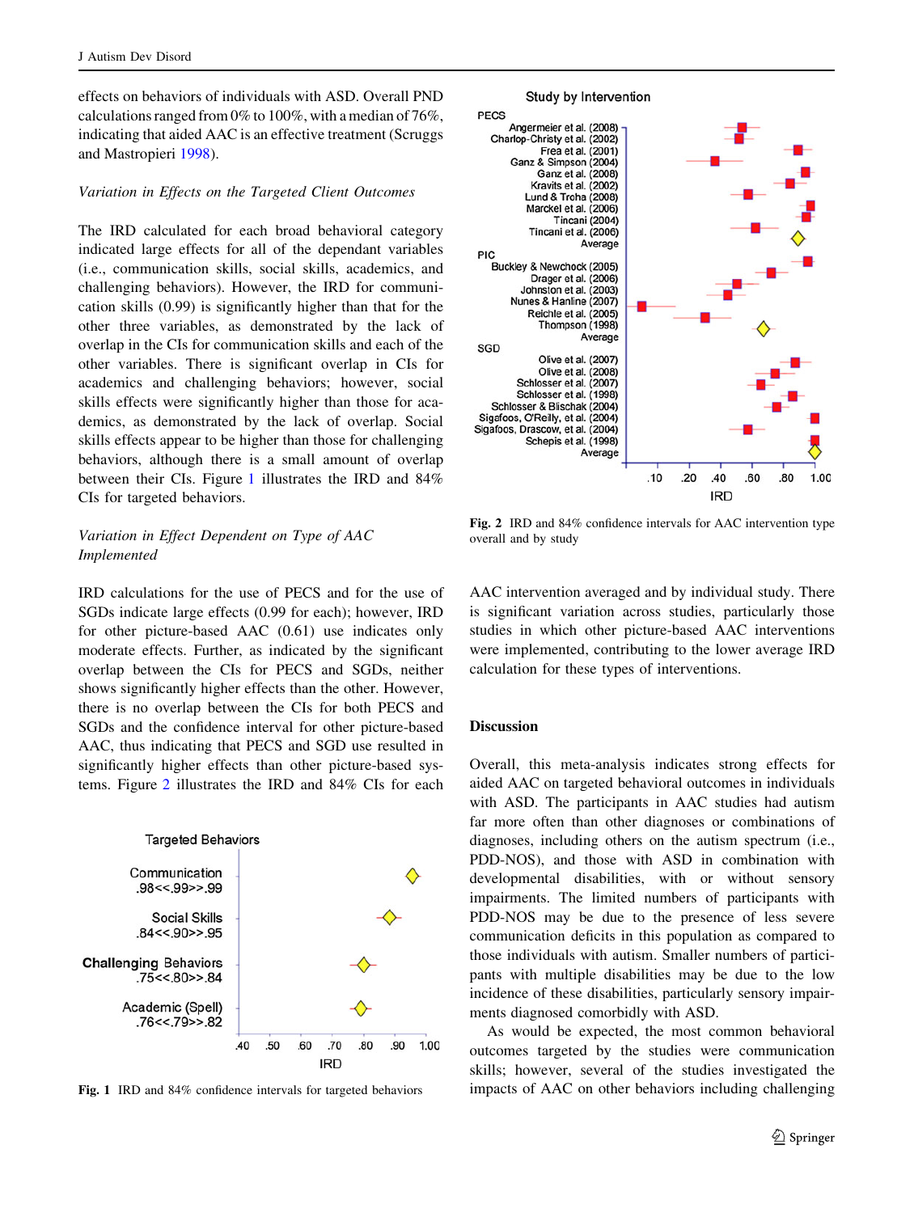effects on behaviors of individuals with ASD. Overall PND calculations ranged from 0% to 100%, with a median of 76%, indicating that aided AAC is an effective treatment (Scruggs and Mastropieri 1998).

*Variation in Effects on the Targeted Client Outcomes*

The IRD calculated for each broad behavioral category indicated large effects for all of the dependant variables (i.e., communication skills, social skills, academics, and challenging behaviors). However, the IRD for communication skills (0.99) is significantly higher than that for the other three variables, as demonstrated by the lack of overlap in the CIs for communication skills and each of the other variables. There is significant overlap in CIs for academics and challenging behaviors; however, social skills effects were significantly higher than those for academics, as demonstrated by the lack of overlap. Social skills effects appear to be higher than those for challenging behaviors, although there is a small amount of overlap between their CIs. Figure 1 illustrates the IRD and 84% CIs for targeted behaviors.

Fig. 1 IRD and 84% confidence intervals for targeted behaviors

*Variation in Effect Dependent on Type of AAC Implemented*

IRD calculations for the use of PECS and for the use of SGDs indicate large effects (0.99 for each); however, IRD for other picture-based AAC (0.61) use indicates only moderate effects. Further, as indicated by the significant overlap between the CIs for PECS and SGDs, neither shows significantly higher effects than the other. However, there is no overlap between the CIs for both PECS and SGDs and the confidence interval for other picture-based AAC, thus indicating that PECS and SGD use resulted in significantly higher effects than other picture-based systems. Figure 2 illustrates the IRD and 84% CIs for each AAC intervention averaged and by individual study. There is significant variation across studies, particularly those studies in which other picture-based AAC interventions were implemented, contributing to the lower average IRD calculation for these types of interventions.

Fig. 2 IRD and 84% confidence intervals for AAC intervention type overall and by study

## Discussion

Overall, this meta-analysis indicates strong effects for aided AAC on targeted behavioral outcomes in individuals with ASD. The participants in AAC studies had autism far more often than other diagnoses or combinations of diagnoses, including others on the autism spectrum (i.e., PDD-NOS), and those with ASD in combination with developmental disabilities, with or without sensory impairments. The limited numbers of participants with PDD-NOS may be due to the presence of less severe communication deficits in this population as compared to those individuals with autism. Smaller numbers of participants with multiple disabilities may be due to the low incidence of these disabilities, particularly sensory impairments diagnosed comorbidly with ASD.

As would be expected, the most common behavioral outcomes targeted by the studies were communication skills; however, several of the studies investigated the impacts of AAC on other behaviors including challenging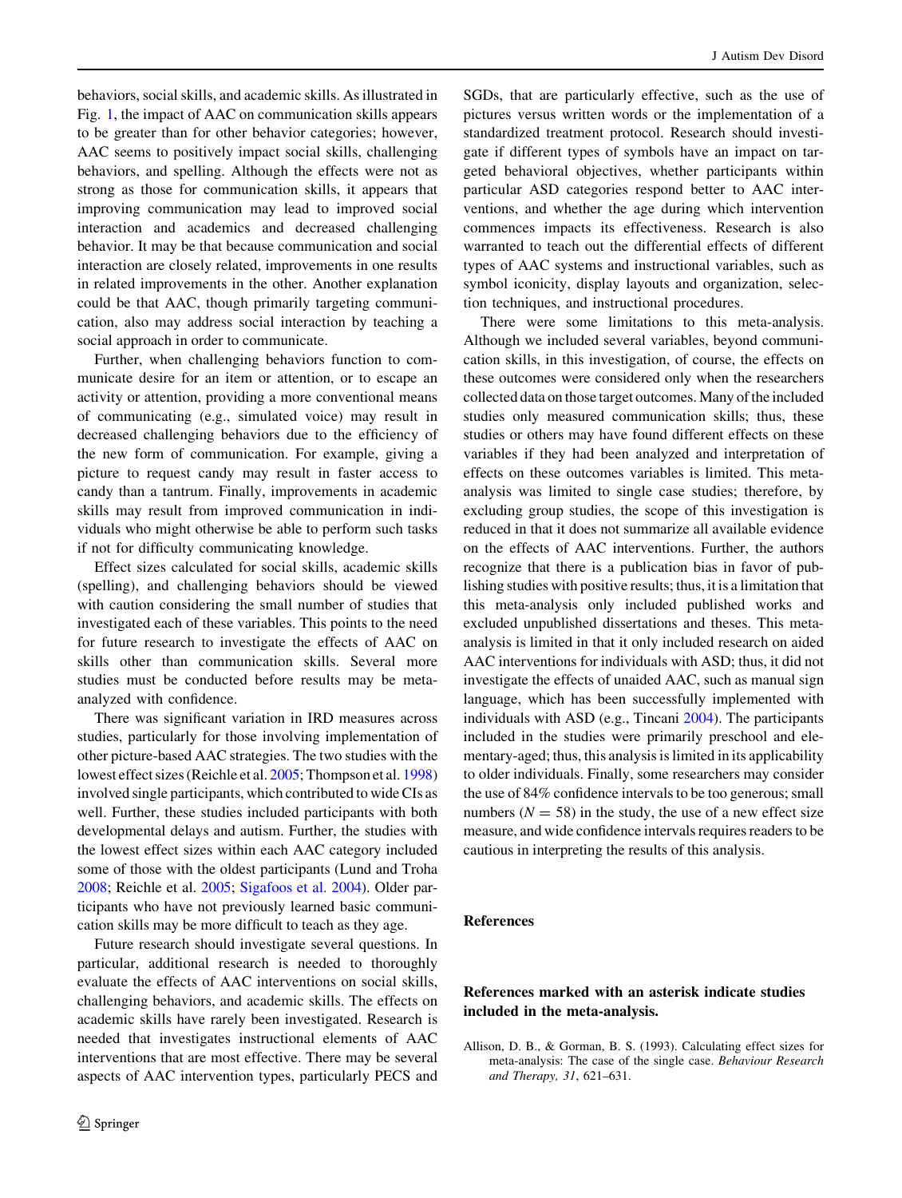behaviors, social skills, and academic skills. As illustrated in Fig. 1, the impact of AAC on communication skills appears to be greater than for other behavior categories; however, AAC seems to positively impact social skills, challenging behaviors, and spelling. Although the effects were not as strong as those for communication skills, it appears that improving communication may lead to improved social interaction and academics and decreased challenging behavior. It may be that because communication and social interaction are closely related, improvements in one results in related improvements in the other. Another explanation could be that AAC, though primarily targeting communication, also may address social interaction by teaching a social approach in order to communicate.

Further, when challenging behaviors function to communicate desire for an item or attention, or to escape an activity or attention, providing a more conventional means of communicating (e.g., simulated voice) may result in decreased challenging behaviors due to the efficiency of the new form of communication. For example, giving a picture to request candy may result in faster access to candy than a tantrum. Finally, improvements in academic skills may result from improved communication in individuals who might otherwise be able to perform such tasks if not for difficulty communicating knowledge.

Effect sizes calculated for social skills, academic skills (spelling), and challenging behaviors should be viewed with caution considering the small number of studies that investigated each of these variables. This points to the need for future research to investigate the effects of AAC on skills other than communication skills. Several more studies must be conducted before results may be meta-analyzed with confidence.

There was significant variation in IRD measures across studies, particularly for those involving implementation of other picture-based AAC strategies. The two studies with the lowest effect sizes (Reichle et al. 2005; Thompson et al. 1998) involved single participants, which contributed to wide CIs as well. Further, these studies included participants with both developmental delays and autism. Further, the studies with the lowest effect sizes within each AAC category included some of those with the oldest participants (Lund and Troha 2008; Reichle et al. 2005; Sigafoos et al. 2004). Older participants who have not previously learned basic communication skills may be more difficult to teach as they age.

Future research should investigate several questions. In particular, additional research is needed to thoroughly evaluate the effects of AAC interventions on social skills, challenging behaviors, and academic skills. The effects on academic skills have rarely been investigated. Research is needed that investigates instructional elements of AAC interventions that are most effective. There may be several aspects of AAC intervention types, particularly PECS and SGDs, that are particularly effective, such as the use of pictures versus written words or the implementation of a standardized treatment protocol. Research should investigate if different types of symbols have an impact on targeted behavioral objectives, whether participants within particular ASD categories respond better to AAC interventions, and whether the age during which intervention commences impacts its effectiveness. Research is also warranted to teach out the differential effects of different types of AAC systems and instructional variables, such as symbol iconicity, display layouts and organization, selection techniques, and instructional procedures.

There were some limitations to this meta-analysis. Although we included several variables, beyond communication skills, in this investigation, of course, the effects on these outcomes were considered only when the researchers collected data on those target outcomes. Many of the included studies only measured communication skills; thus, these studies or others may have found different effects on these variables if they had been analyzed and interpretation of effects on these outcomes variables is limited. This meta-analysis was limited to single case studies; therefore, by excluding group studies, the scope of this investigation is reduced in that it does not summarize all available evidence on the effects of AAC interventions. Further, the authors recognize that there is a publication bias in favor of publishing studies with positive results; thus, it is a limitation that this meta-analysis only included published works and excluded unpublished dissertations and theses. This meta-analysis is limited in that it only included research on aided AAC interventions for individuals with ASD; thus, it did not investigate the effects of unaided AAC, such as manual sign language, which has been successfully implemented with individuals with ASD (e.g., Tincani 2004). The participants included in the studies were primarily preschool and elementary-aged; thus, this analysis is limited in its applicability to older individuals. Finally, some researchers may consider the use of 84% confidence intervals to be too generous; small numbers ($N = 58$) in the study, the use of a new effect size measure, and wide confidence intervals requires readers to be cautious in interpreting the results of this analysis.

## References

**References marked with an asterisk indicate studies included in the meta-analysis.**

Allison, D. B., & Gorman, B. S. (1993). Calculating effect sizes for meta-analysis: The case of the single case. *Behaviour Research and Therapy, 31*, 621–631.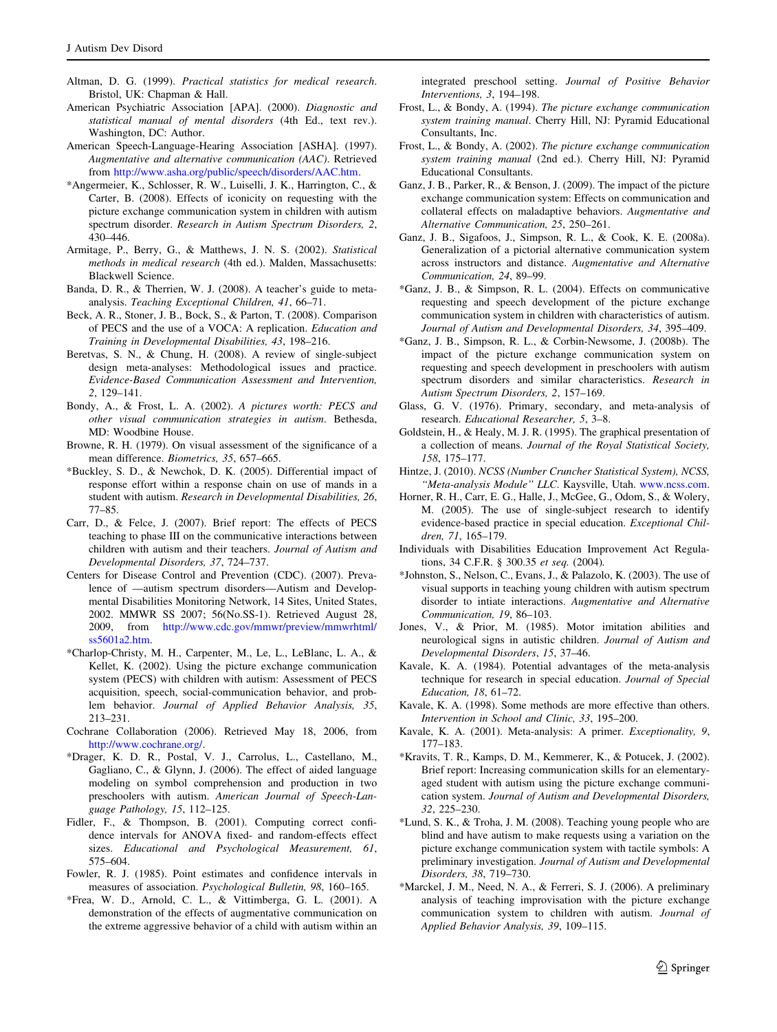Altman, D. G. (1999). *Practical statistics for medical research*. Bristol, UK: Chapman & Hall.

American Psychiatric Association [APA]. (2000). *Diagnostic and statistical manual of mental disorders* (4th Ed., text rev.). Washington, DC: Author.

American Speech-Language-Hearing Association [ASHA]. (1997). *Augmentative and alternative communication (AAC)*. Retrieved from http://www.asha.org/public/speech/disorders/AAC.htm.

*Angermeier, K., Schlosser, R. W., Luiselli, J. K., Harrington, C., & Carter, B. (2008). Effects of iconicity on requesting with the picture exchange communication system in children with autism spectrum disorder. *Research in Autism Spectrum Disorders, 2*, 430–446.

Armitage, P., Berry, G., & Matthews, J. N. S. (2002). *Statistical methods in medical research* (4th ed.). Malden, Massachusetts: Blackwell Science.

Banda, D. R., & Therrien, W. J. (2008). A teacher's guide to meta-analysis. *Teaching Exceptional Children, 41*, 66–71.

Beck, A. R., Stoner, J. B., Bock, S., & Parton, T. (2008). Comparison of PECS and the use of a VOCA: A replication. *Education and Training in Developmental Disabilities, 43*, 198–216.

Beretvas, S. N., & Chung, H. (2008). A review of single-subject design meta-analyses: Methodological issues and practice. *Evidence-Based Communication Assessment and Intervention, 2*, 129–141.

Bondy, A., & Frost, L. A. (2002). *A pictures worth: PECS and other visual communication strategies in autism*. Bethesda, MD: Woodbine House.

Browne, R. H. (1979). On visual assessment of the significance of a mean difference. *Biometrics, 35*, 657–665.

*Buckley, S. D., & Newchok, D. K. (2005). Differential impact of response effort within a response chain on use of mands in a student with autism. *Research in Developmental Disabilities, 26*, 77–85.

Carr, D., & Felce, J. (2007). Brief report: The effects of PECS teaching to phase III on the communicative interactions between children with autism and their teachers. *Journal of Autism and Developmental Disorders, 37*, 724–737.

Centers for Disease Control and Prevention (CDC). (2007). Prevalence of —autism spectrum disorders—Autism and Developmental Disabilities Monitoring Network, 14 Sites, United States, 2002. MMWR SS 2007; 56(No.SS-1). Retrieved August 28, 2009, from http://www.cdc.gov/mmwr/preview/mmwrhtml/ss5601a2.htm.

*Charlop-Christy, M. H., Carpenter, M., Le, L., LeBlanc, L. A., & Kellet, K. (2002). Using the picture exchange communication system (PECS) with children with autism: Assessment of PECS acquisition, speech, social-communication behavior, and problem behavior. *Journal of Applied Behavior Analysis, 35*, 213–231.

Cochrane Collaboration (2006). Retrieved May 18, 2006, from http://www.cochrane.org/.

*Drager, K. D. R., Postal, V. J., Carrolus, L., Castellano, M., Gagliano, C., & Glynn, J. (2006). The effect of aided language modeling on symbol comprehension and production in two preschoolers with autism. *American Journal of Speech-Language Pathology, 15*, 112–125.

Fidler, F., & Thompson, B. (2001). Computing correct confidence intervals for ANOVA fixed- and random-effects effect sizes. *Educational and Psychological Measurement, 61*, 575–604.

Fowler, R. J. (1985). Point estimates and confidence intervals in measures of association. *Psychological Bulletin, 98*, 160–165.

*Frea, W. D., Arnold, C. L., & Vittimberga, G. L. (2001). A demonstration of the effects of augmentative communication on the extreme aggressive behavior of a child with autism within an integrated preschool setting. *Journal of Positive Behavior Interventions, 3*, 194–198.

Frost, L., & Bondy, A. (1994). *The picture exchange communication system training manual*. Cherry Hill, NJ: Pyramid Educational Consultants, Inc.

Frost, L., & Bondy, A. (2002). *The picture exchange communication system training manual* (2nd ed.). Cherry Hill, NJ: Pyramid Educational Consultants.

Ganz, J. B., Parker, R., & Benson, J. (2009). The impact of the picture exchange communication system: Effects on communication and collateral effects on maladaptive behaviors. *Augmentative and Alternative Communication, 25*, 250–261.

Ganz, J. B., Sigafoos, J., Simpson, R. L., & Cook, K. E. (2008a). Generalization of a pictorial alternative communication system across instructors and distance. *Augmentative and Alternative Communication, 24*, 89–99.

*Ganz, J. B., & Simpson, R. L. (2004). Effects on communicative requesting and speech development of the picture exchange communication system in children with characteristics of autism. *Journal of Autism and Developmental Disorders, 34*, 395–409.

*Ganz, J. B., Simpson, R. L., & Corbin-Newsome, J. (2008b). The impact of the picture exchange communication system on requesting and speech development in preschoolers with autism spectrum disorders and similar characteristics. *Research in Autism Spectrum Disorders, 2*, 157–169.

Glass, G. V. (1976). Primary, secondary, and meta-analysis of research. *Educational Researcher, 5*, 3–8.

Goldstein, H., & Healy, M. J. R. (1995). The graphical presentation of a collection of means. *Journal of the Royal Statistical Society, 158*, 175–177.

Hintze, J. (2010). *NCSS (Number Cruncher Statistical System), NCSS, "Meta-analysis Module" LLC*. Kaysville, Utah. www.ncss.com.

Horner, R. H., Carr, E. G., Halle, J., McGee, G., Odom, S., & Wolery, M. (2005). The use of single-subject research to identify evidence-based practice in special education. *Exceptional Children, 71*, 165–179.

Individuals with Disabilities Education Improvement Act Regulations, 34 C.F.R. § 300.35 *et seq.* (2004).

*Johnston, S., Nelson, C., Evans, J., & Palazolo, K. (2003). The use of visual supports in teaching young children with autism spectrum disorder to intiate interactions. *Augmentative and Alternative Communication, 19*, 86–103.

Jones, V., & Prior, M. (1985). Motor imitation abilities and neurological signs in autistic children. *Journal of Autism and Developmental Disorders, 15*, 37–46.

Kavale, K. A. (1984). Potential advantages of the meta-analysis technique for research in special education. *Journal of Special Education, 18*, 61–72.

Kavale, K. A. (1998). Some methods are more effective than others. *Intervention in School and Clinic, 33*, 195–200.

Kavale, K. A. (2001). Meta-analysis: A primer. *Exceptionality, 9*, 177–183.

*Kravits, T. R., Kamps, D. M., Kemmerer, K., & Potucek, J. (2002). Brief report: Increasing communication skills for an elementary-aged student with autism using the picture exchange communication system. *Journal of Autism and Developmental Disorders, 32*, 225–230.

*Lund, S. K., & Troha, J. M. (2008). Teaching young people who are blind and have autism to make requests using a variation on the picture exchange communication system with tactile symbols: A preliminary investigation. *Journal of Autism and Developmental Disorders, 38*, 719–730.

*Marckel, J. M., Need, N. A., & Ferreri, S. J. (2006). A preliminary analysis of teaching improvisation with the picture exchange communication system to children with autism. *Journal of Applied Behavior Analysis, 39*, 109–115.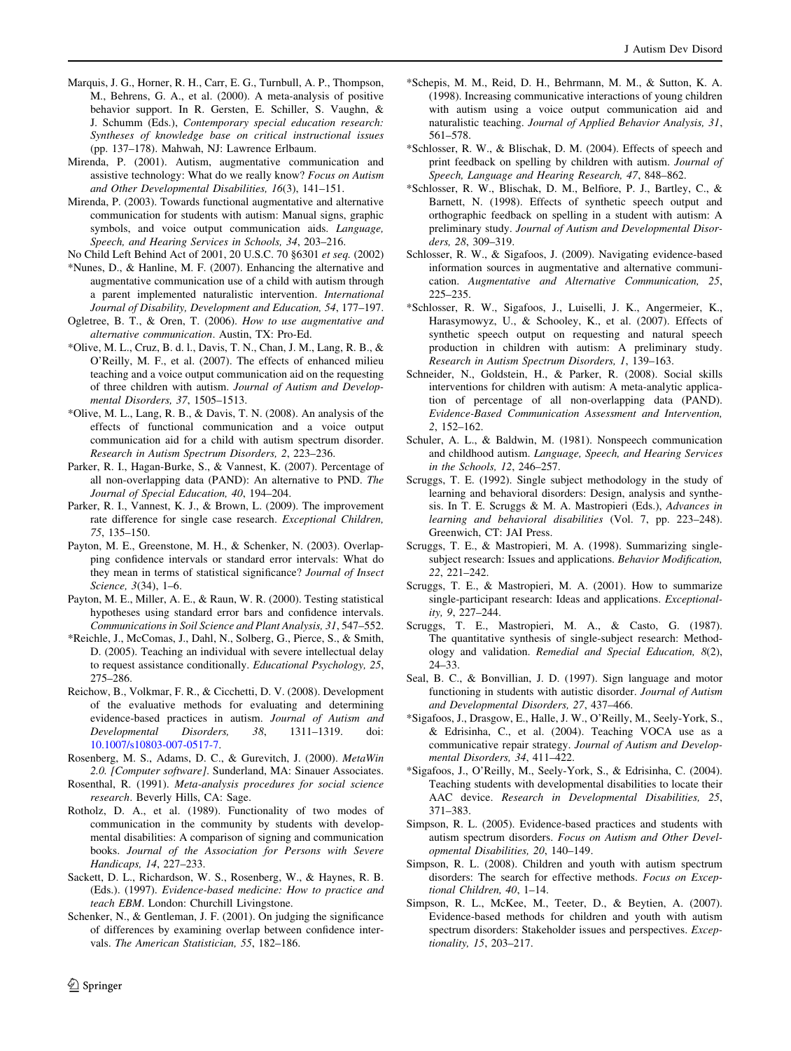Marquis, J. G., Horner, R. H., Carr, E. G., Turnbull, A. P., Thompson, M., Behrens, G. A., et al. (2000). A meta-analysis of positive behavior support. In R. Gersten, E. Schiller, S. Vaughn, & J. Schumm (Eds.), *Contemporary special education research: Syntheses of knowledge base on critical instructional issues* (pp. 137–178). Mahwah, NJ: Lawrence Erlbaum.

Mirenda, P. (2001). Autism, augmentative communication and assistive technology: What do we really know? *Focus on Autism and Other Developmental Disabilities, 16*(3), 141–151.

Mirenda, P. (2003). Towards functional augmentative and alternative communication for students with autism: Manual signs, graphic symbols, and voice output communication aids. *Language, Speech, and Hearing Services in Schools, 34*, 203–216.

No Child Left Behind Act of 2001, 20 U.S.C. 70 §6301 *et seq.* (2002)

*Nunes, D., & Hanline, M. F. (2007). Enhancing the alternative and augmentative communication use of a child with autism through a parent implemented naturalistic intervention. *International Journal of Disability, Development and Education, 54*, 177–197.

Ogletree, B. T., & Oren, T. (2006). *How to use augmentative and alternative communication*. Austin, TX: Pro-Ed.

*Olive, M. L., Cruz, B. d. l., Davis, T. N., Chan, J. M., Lang, R. B., & O'Reilly, M. F., et al. (2007). The effects of enhanced milieu teaching and a voice output communication aid on the requesting of three children with autism. *Journal of Autism and Developmental Disorders, 37*, 1505–1513.

*Olive, M. L., Lang, R. B., & Davis, T. N. (2008). An analysis of the effects of functional communication and a voice output communication aid for a child with autism spectrum disorder. *Research in Autism Spectrum Disorders, 2*, 223–236.

Parker, R. I., Hagan-Burke, S., & Vannest, K. (2007). Percentage of all non-overlapping data (PAND): An alternative to PND. *The Journal of Special Education, 40*, 194–204.

Parker, R. I., Vannest, K. J., & Brown, L. (2009). The improvement rate difference for single case research. *Exceptional Children, 75*, 135–150.

Payton, M. E., Greenstone, M. H., & Schenker, N. (2003). Overlapping confidence intervals or standard error intervals: What do they mean in terms of statistical significance? *Journal of Insect Science, 3*(34), 1–6.

Payton, M. E., Miller, A. E., & Raun, W. R. (2000). Testing statistical hypotheses using standard error bars and confidence intervals. *Communications in Soil Science and Plant Analysis, 31*, 547–552.

*Reichle, J., McComas, J., Dahl, N., Solberg, G., Pierce, S., & Smith, D. (2005). Teaching an individual with severe intellectual delay to request assistance conditionally. *Educational Psychology, 25*, 275–286.

Reichow, B., Volkmar, F. R., & Cicchetti, D. V. (2008). Development of the evaluative methods for evaluating and determining evidence-based practices in autism. *Journal of Autism and Developmental Disorders, 38*, 1311–1319. doi: 10.1007/s10803-007-0517-7.

Rosenberg, M. S., Adams, D. C., & Gurevitch, J. (2000). *MetaWin 2.0. [Computer software]*. Sunderland, MA: Sinauer Associates.

Rosenthal, R. (1991). *Meta-analysis procedures for social science research*. Beverly Hills, CA: Sage.

Rotholz, D. A., et al. (1989). Functionality of two modes of communication in the community by students with developmental disabilities: A comparison of signing and communication books. *Journal of the Association for Persons with Severe Handicaps, 14*, 227–233.

Sackett, D. L., Richardson, W. S., Rosenberg, W., & Haynes, R. B. (Eds.). (1997). *Evidence-based medicine: How to practice and teach EBM*. London: Churchill Livingstone.

Schenker, N., & Gentleman, J. F. (2001). On judging the significance of differences by examining overlap between confidence intervals. *The American Statistician, 55*, 182–186.

*Schepis, M. M., Reid, D. H., Behrmann, M. M., & Sutton, K. A. (1998). Increasing communicative interactions of young children with autism using a voice output communication aid and naturalistic teaching. *Journal of Applied Behavior Analysis, 31*, 561–578.

*Schlosser, R. W., & Blischak, D. M. (2004). Effects of speech and print feedback on spelling by children with autism. *Journal of Speech, Language and Hearing Research, 47*, 848–862.

*Schlosser, R. W., Blischak, D. M., Belfiore, P. J., Bartley, C., & Barnett, N. (1998). Effects of synthetic speech output and orthographic feedback on spelling in a student with autism: A preliminary study. *Journal of Autism and Developmental Disorders, 28*, 309–319.

Schlosser, R. W., & Sigafoos, J. (2009). Navigating evidence-based information sources in augmentative and alternative communication. *Augmentative and Alternative Communication, 25*, 225–235.

*Schlosser, R. W., Sigafoos, J., Luiselli, J. K., Angermeier, K., Harasymowyz, U., & Schooley, K., et al. (2007). Effects of synthetic speech output on requesting and natural speech production in children with autism: A preliminary study. *Research in Autism Spectrum Disorders, 1*, 139–163.

Schneider, N., Goldstein, H., & Parker, R. (2008). Social skills interventions for children with autism: A meta-analytic application of percentage of all non-overlapping data (PAND). *Evidence-Based Communication Assessment and Intervention, 2*, 152–162.

Schuler, A. L., & Baldwin, M. (1981). Nonspeech communication and childhood autism. *Language, Speech, and Hearing Services in the Schools, 12*, 246–257.

Scruggs, T. E. (1992). Single subject methodology in the study of learning and behavioral disorders: Design, analysis and synthesis. In T. E. Scruggs & M. A. Mastropieri (Eds.), *Advances in learning and behavioral disabilities* (Vol. 7, pp. 223–248). Greenwich, CT: JAI Press.

Scruggs, T. E., & Mastropieri, M. A. (1998). Summarizing single-subject research: Issues and applications. *Behavior Modification, 22*, 221–242.

Scruggs, T. E., & Mastropieri, M. A. (2001). How to summarize single-participant research: Ideas and applications. *Exceptionality, 9*, 227–244.

Scruggs, T. E., Mastropieri, M. A., & Casto, G. (1987). The quantitative synthesis of single-subject research: Methodology and validation. *Remedial and Special Education, 8*(2), 24–33.

Seal, B. C., & Bonvillian, J. D. (1997). Sign language and motor functioning in students with autistic disorder. *Journal of Autism and Developmental Disorders, 27*, 437–466.

*Sigafoos, J., Drasgow, E., Halle, J. W., O'Reilly, M., Seely-York, S., & Edrisinha, C., et al. (2004). Teaching VOCA use as a communicative repair strategy. *Journal of Autism and Developmental Disorders, 34*, 411–422.

*Sigafoos, J., O'Reilly, M., Seely-York, S., & Edrisinha, C. (2004). Teaching students with developmental disabilities to locate their AAC device. *Research in Developmental Disabilities, 25*, 371–383.

Simpson, R. L. (2005). Evidence-based practices and students with autism spectrum disorders. *Focus on Autism and Other Developmental Disabilities, 20*, 140–149.

Simpson, R. L. (2008). Children and youth with autism spectrum disorders: The search for effective methods. *Focus on Exceptional Children, 40*, 1–14.

Simpson, R. L., McKee, M., Teeter, D., & Beytien, A. (2007). Evidence-based methods for children and youth with autism spectrum disorders: Stakeholder issues and perspectives. *Exceptionality, 15*, 203–217.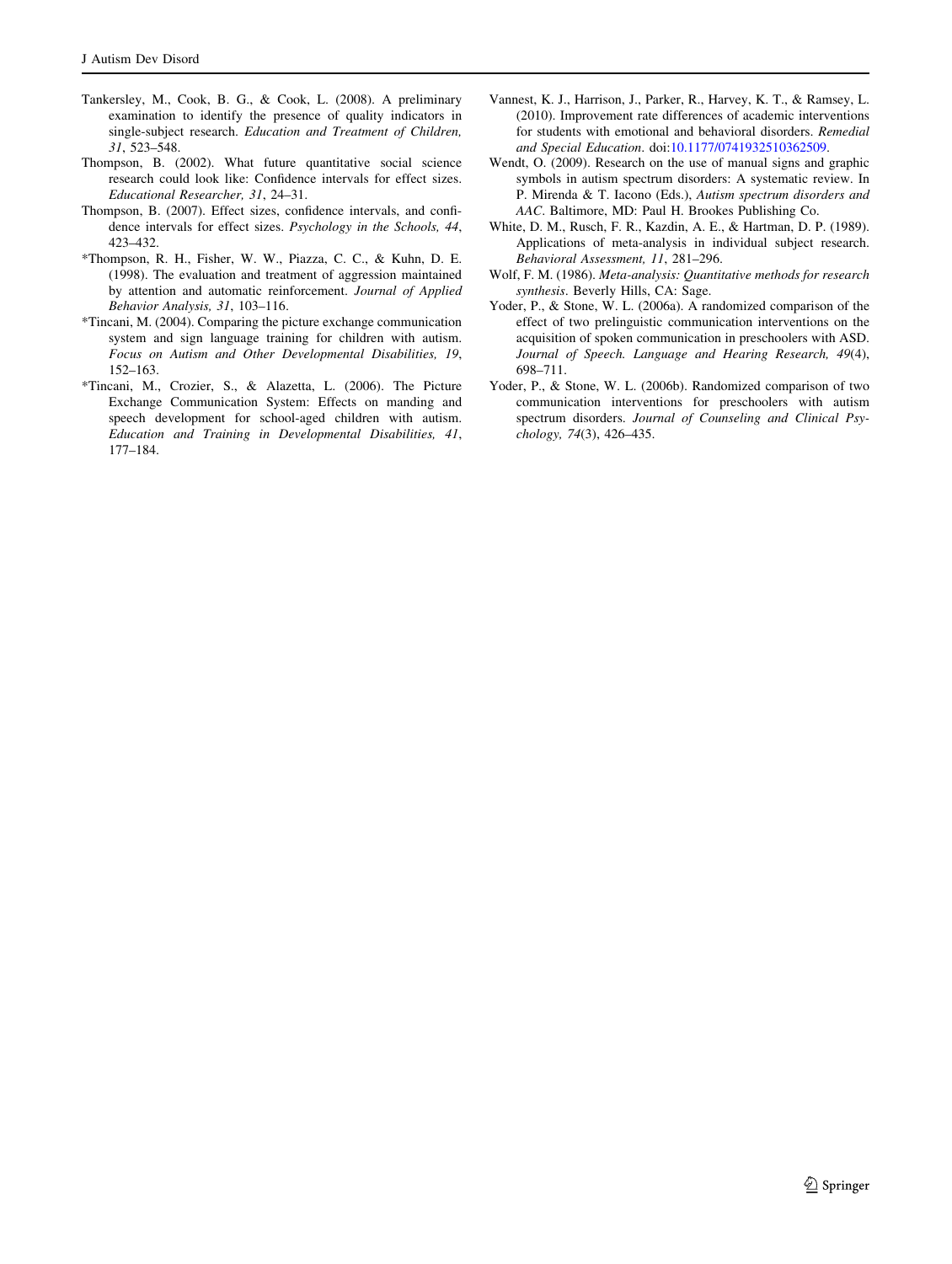Tankersley, M., Cook, B. G., & Cook, L. (2008). A preliminary examination to identify the presence of quality indicators in single-subject research. *Education and Treatment of Children, 31*, 523–548.

Thompson, B. (2002). What future quantitative social science research could look like: Confidence intervals for effect sizes. *Educational Researcher, 31*, 24–31.

Thompson, B. (2007). Effect sizes, confidence intervals, and confidence intervals for effect sizes. *Psychology in the Schools, 44*, 423–432.

*Thompson, R. H., Fisher, W. W., Piazza, C. C., & Kuhn, D. E. (1998). The evaluation and treatment of aggression maintained by attention and automatic reinforcement. *Journal of Applied Behavior Analysis, 31*, 103–116.

*Tincani, M. (2004). Comparing the picture exchange communication system and sign language training for children with autism. *Focus on Autism and Other Developmental Disabilities, 19*, 152–163.

*Tincani, M., Crozier, S., & Alazetta, L. (2006). The Picture Exchange Communication System: Effects on manding and speech development for school-aged children with autism. *Education and Training in Developmental Disabilities, 41*, 177–184.

Vannest, K. J., Harrison, J., Parker, R., Harvey, K. T., & Ramsey, L. (2010). Improvement rate differences of academic interventions for students with emotional and behavioral disorders. *Remedial and Special Education*. doi:10.1177/0741932510362509.

Wendt, O. (2009). Research on the use of manual signs and graphic symbols in autism spectrum disorders: A systematic review. In P. Mirenda & T. Iacono (Eds.), *Autism spectrum disorders and AAC*. Baltimore, MD: Paul H. Brookes Publishing Co.

White, D. M., Rusch, F. R., Kazdin, A. E., & Hartman, D. P. (1989). Applications of meta-analysis in individual subject research. *Behavioral Assessment, 11*, 281–296.

Wolf, F. M. (1986). *Meta-analysis: Quantitative methods for research synthesis*. Beverly Hills, CA: Sage.

Yoder, P., & Stone, W. L. (2006a). A randomized comparison of the effect of two prelinguistic communication interventions on the acquisition of spoken communication in preschoolers with ASD. *Journal of Speech. Language and Hearing Research, 49*(4), 698–711.

Yoder, P., & Stone, W. L. (2006b). Randomized comparison of two communication interventions for preschoolers with autism spectrum disorders. *Journal of Counseling and Clinical Psychology, 74*(3), 426–435.